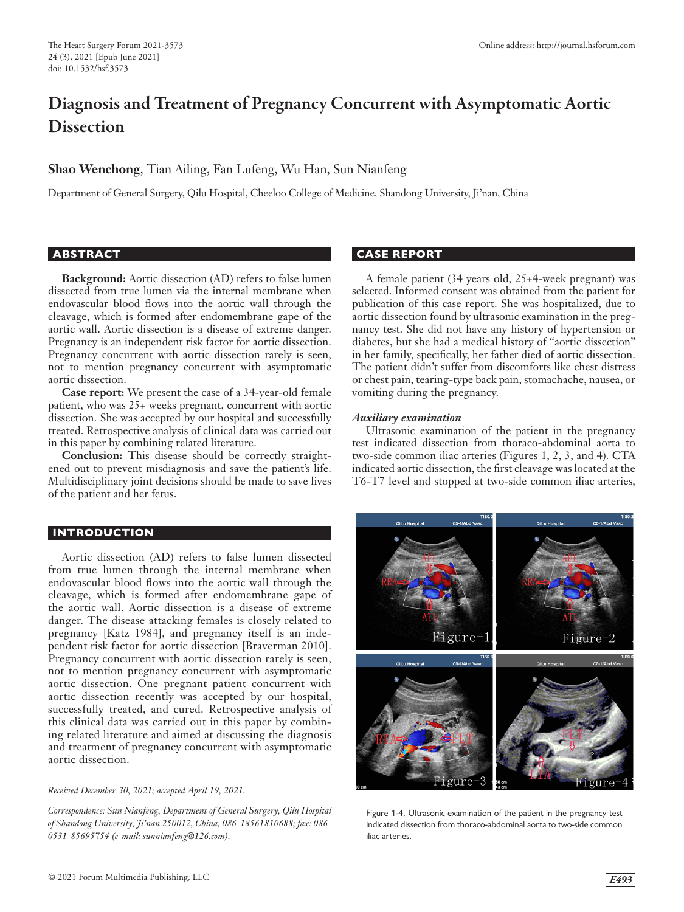# Diagnosis and Treatment of Pregnancy Concurrent with Asymptomatic Aortic Dissection

**Shao Wenchong**, Tian Ailing, Fan Lufeng, Wu Han, Sun Nianfeng

Department of General Surgery, Qilu Hospital, Cheeloo College of Medicine, Shandong University, Ji'nan, China

## ABSTRACT

**Background:** Aortic dissection (AD) refers to false lumen dissected from true lumen via the internal membrane when endovascular blood flows into the aortic wall through the cleavage, which is formed after endomembrane gape of the aortic wall. Aortic dissection is a disease of extreme danger. Pregnancy is an independent risk factor for aortic dissection. Pregnancy concurrent with aortic dissection rarely is seen, not to mention pregnancy concurrent with asymptomatic aortic dissection.

**Case report:** We present the case of a 34-year-old female patient, who was 25+ weeks pregnant, concurrent with aortic dissection. She was accepted by our hospital and successfully treated. Retrospective analysis of clinical data was carried out in this paper by combining related literature.

**Conclusion:** This disease should be correctly straightened out to prevent misdiagnosis and save the patient's life. Multidisciplinary joint decisions should be made to save lives of the patient and her fetus.

## INTRODUCTION

Aortic dissection (AD) refers to false lumen dissected from true lumen through the internal membrane when endovascular blood flows into the aortic wall through the cleavage, which is formed after endomembrane gape of the aortic wall. Aortic dissection is a disease of extreme danger. The disease attacking females is closely related to pregnancy [Katz 1984], and pregnancy itself is an independent risk factor for aortic dissection [Braverman 2010]. Pregnancy concurrent with aortic dissection rarely is seen, not to mention pregnancy concurrent with asymptomatic aortic dissection. One pregnant patient concurrent with aortic dissection recently was accepted by our hospital, successfully treated, and cured. Retrospective analysis of this clinical data was carried out in this paper by combining related literature and aimed at discussing the diagnosis and treatment of pregnancy concurrent with asymptomatic aortic dissection.

*Received December 30, 2021; accepted April 19, 2021.*

*Correspondence: Sun Nianfeng, Department of General Surgery, Qilu Hospital of Shandong University, Ji'nan 250012, China; 086-18561810688; fax: 086-0531-85695754 (e-mail: sunnianfeng@126.com).*

## CASE REPORT

A female patient (34 years old, 25+4-week pregnant) was selected. Informed consent was obtained from the patient for publication of this case report. She was hospitalized, due to aortic dissection found by ultrasonic examination in the pregnancy test. She did not have any history of hypertension or diabetes, but she had a medical history of "aortic dissection" in her family, specifically, her father died of aortic dissection. The patient didn't suffer from discomforts like chest distress or chest pain, tearing-type back pain, stomachache, nausea, or vomiting during the pregnancy.

### *Auxiliary examination*

Ultrasonic examination of the patient in the pregnancy test indicated dissection from thoraco-abdominal aorta to two-side common iliac arteries (Figures 1, 2, 3, and 4). CTA indicated aortic dissection, the first cleavage was located at the T6-T7 level and stopped at two-side common iliac arteries,

Figure 1-4. Ultrasonic examination of the patient in the pregnancy test indicated dissection from thoraco-abdominal aorta to two-side common iliac arteries.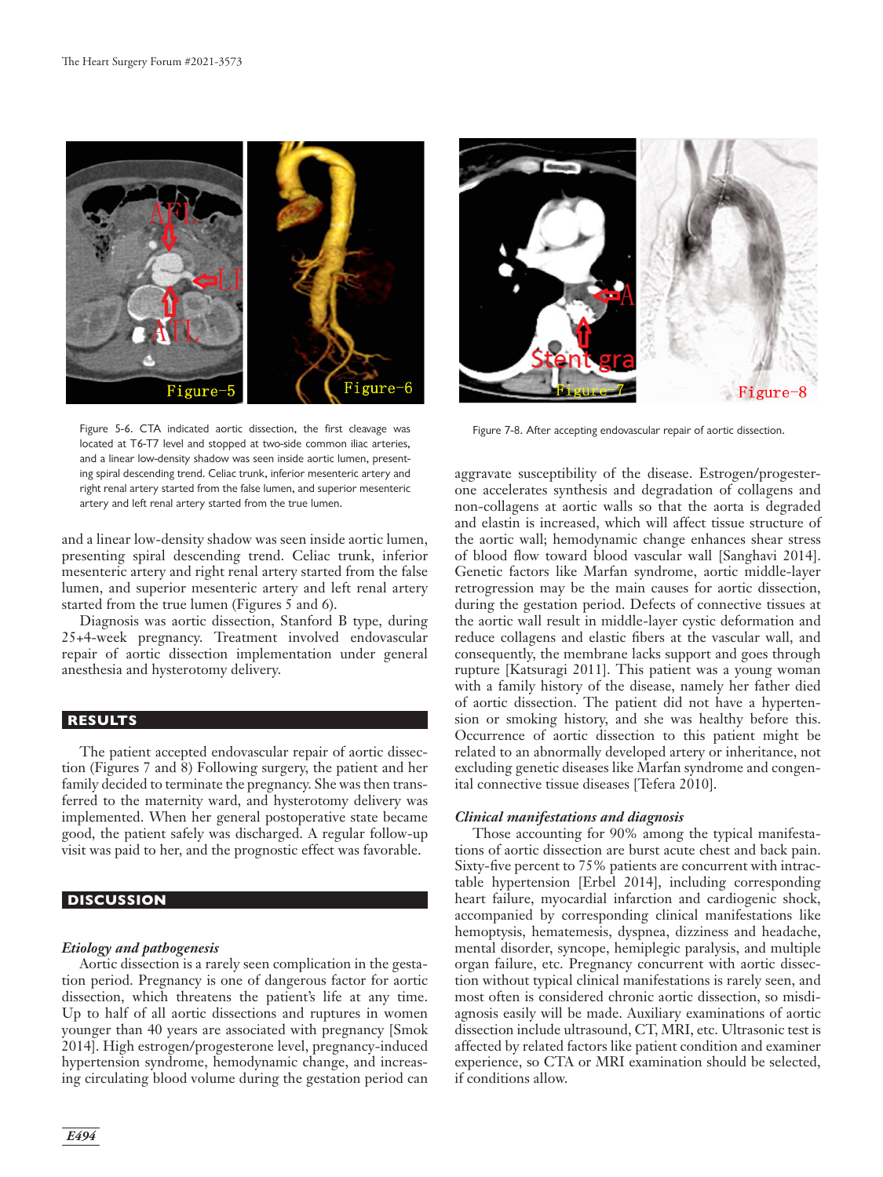Figure 5-6. CTA indicated aortic dissection, the first cleavage was located at T6-T7 level and stopped at two-side common iliac arteries, and a linear low-density shadow was seen inside aortic lumen, presenting spiral descending trend. Celiac trunk, inferior mesenteric artery and right renal artery started from the false lumen, and superior mesenteric artery and left renal artery started from the true lumen.

Figure 7-8. After accepting endovascular repair of aortic dissection.

and a linear low-density shadow was seen inside aortic lumen, presenting spiral descending trend. Celiac trunk, inferior mesenteric artery and right renal artery started from the false lumen, and superior mesenteric artery and left renal artery started from the true lumen (Figures 5 and 6).

Diagnosis was aortic dissection, Stanford B type, during 25+4-week pregnancy. Treatment involved endovascular repair of aortic dissection implementation under general anesthesia and hysterotomy delivery.

## RESULTS

The patient accepted endovascular repair of aortic dissection (Figures 7 and 8) Following surgery, the patient and her family decided to terminate the pregnancy. She was then transferred to the maternity ward, and hysterotomy delivery was implemented. When her general postoperative state became good, the patient safely was discharged. A regular follow-up visit was paid to her, and the prognostic effect was favorable.

## DISCUSSION

### *Etiology and pathogenesis*

Aortic dissection is a rarely seen complication in the gestation period. Pregnancy is one of dangerous factor for aortic dissection, which threatens the patient's life at any time. Up to half of all aortic dissections and ruptures in women younger than 40 years are associated with pregnancy [Smok 2014]. High estrogen/progesterone level, pregnancy-induced hypertension syndrome, hemodynamic change, and increasing circulating blood volume during the gestation period can aggravate susceptibility of the disease. Estrogen/progesterone accelerates synthesis and degradation of collagens and non-collagens at aortic walls so that the aorta is degraded and elastin is increased, which will affect tissue structure of the aortic wall; hemodynamic change enhances shear stress of blood flow toward blood vascular wall [Sanghavi 2014]. Genetic factors like Marfan syndrome, aortic middle-layer retrogression may be the main causes for aortic dissection, during the gestation period. Defects of connective tissues at the aortic wall result in middle-layer cystic deformation and reduce collagens and elastic fibers at the vascular wall, and consequently, the membrane lacks support and goes through rupture [Katsuragi 2011]. This patient was a young woman with a family history of the disease, namely her father died of aortic dissection. The patient did not have a hypertension or smoking history, and she was healthy before this. Occurrence of aortic dissection to this patient might be related to an abnormally developed artery or inheritance, not excluding genetic diseases like Marfan syndrome and congenital connective tissue diseases [Tefera 2010].

### *Clinical manifestations and diagnosis*

Those accounting for 90% among the typical manifestations of aortic dissection are burst acute chest and back pain. Sixty-five percent to 75% patients are concurrent with intractable hypertension [Erbel 2014], including corresponding heart failure, myocardial infarction and cardiogenic shock, accompanied by corresponding clinical manifestations like hemoptysis, hematemesis, dyspnea, dizziness and headache, mental disorder, syncope, hemiplegic paralysis, and multiple organ failure, etc. Pregnancy concurrent with aortic dissection without typical clinical manifestations is rarely seen, and most often is considered chronic aortic dissection, so misdiagnosis easily will be made. Auxiliary examinations of aortic dissection include ultrasound, CT, MRI, etc. Ultrasonic test is affected by related factors like patient condition and examiner experience, so CTA or MRI examination should be selected, if conditions allow.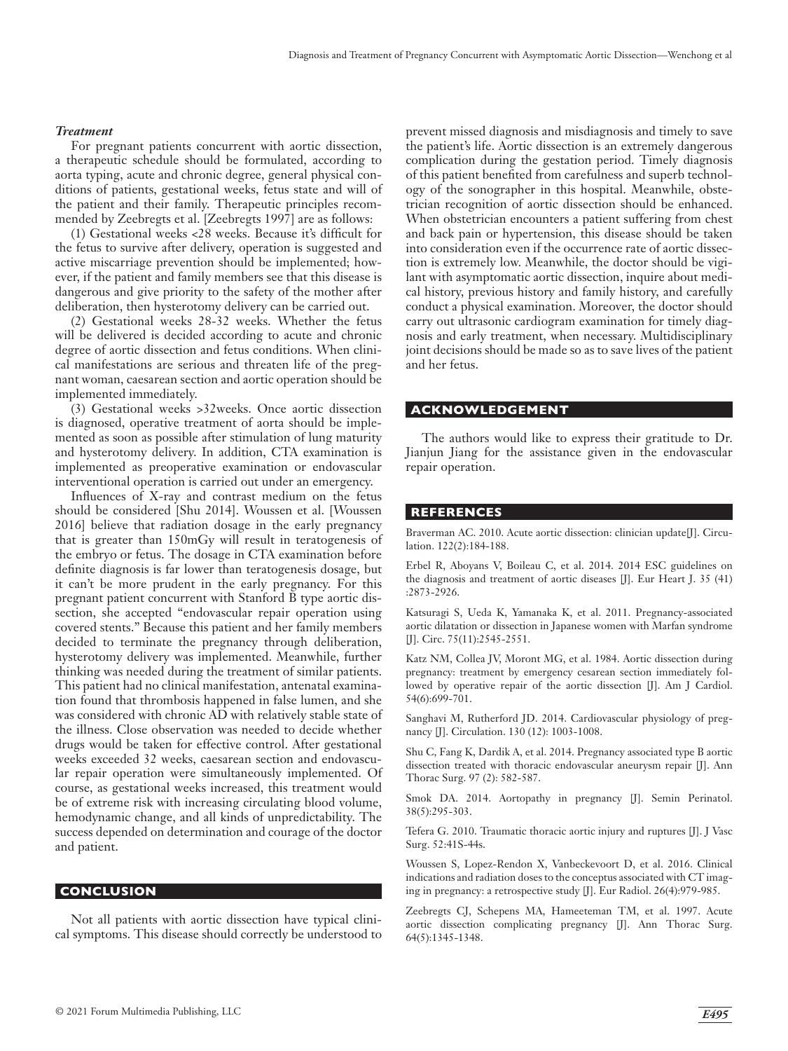### *Treatment*

For pregnant patients concurrent with aortic dissection, a therapeutic schedule should be formulated, according to aorta typing, acute and chronic degree, general physical conditions of patients, gestational weeks, fetus state and will of the patient and their family. Therapeutic principles recommended by Zeebregts et al. [Zeebregts 1997] are as follows:

(1) Gestational weeks <28 weeks. Because it's difficult for the fetus to survive after delivery, operation is suggested and active miscarriage prevention should be implemented; however, if the patient and family members see that this disease is dangerous and give priority to the safety of the mother after deliberation, then hysterotomy delivery can be carried out.

(2) Gestational weeks 28-32 weeks. Whether the fetus will be delivered is decided according to acute and chronic degree of aortic dissection and fetus conditions. When clinical manifestations are serious and threaten life of the pregnant woman, caesarean section and aortic operation should be implemented immediately.

(3) Gestational weeks >32weeks. Once aortic dissection is diagnosed, operative treatment of aorta should be implemented as soon as possible after stimulation of lung maturity and hysterotomy delivery. In addition, CTA examination is implemented as preoperative examination or endovascular interventional operation is carried out under an emergency.

Influences of X-ray and contrast medium on the fetus should be considered [Shu 2014]. Woussen et al. [Woussen 2016] believe that radiation dosage in the early pregnancy that is greater than 150mGy will result in teratogenesis of the embryo or fetus. The dosage in CTA examination before definite diagnosis is far lower than teratogenesis dosage, but it can't be more prudent in the early pregnancy. For this pregnant patient concurrent with Stanford B type aortic dissection, she accepted "endovascular repair operation using covered stents." Because this patient and her family members decided to terminate the pregnancy through deliberation, hysterotomy delivery was implemented. Meanwhile, further thinking was needed during the treatment of similar patients. This patient had no clinical manifestation, antenatal examination found that thrombosis happened in false lumen, and she was considered with chronic AD with relatively stable state of the illness. Close observation was needed to decide whether drugs would be taken for effective control. After gestational weeks exceeded 32 weeks, caesarean section and endovascular repair operation were simultaneously implemented. Of course, as gestational weeks increased, this treatment would be of extreme risk with increasing circulating blood volume, hemodynamic change, and all kinds of unpredictability. The success depended on determination and courage of the doctor and patient.

## CONCLUSION

Not all patients with aortic dissection have typical clinical symptoms. This disease should correctly be understood to prevent missed diagnosis and misdiagnosis and timely to save the patient's life. Aortic dissection is an extremely dangerous complication during the gestation period. Timely diagnosis of this patient benefited from carefulness and superb technology of the sonographer in this hospital. Meanwhile, obstetrician recognition of aortic dissection should be enhanced. When obstetrician encounters a patient suffering from chest and back pain or hypertension, this disease should be taken into consideration even if the occurrence rate of aortic dissection is extremely low. Meanwhile, the doctor should be vigilant with asymptomatic aortic dissection, inquire about medical history, previous history and family history, and carefully conduct a physical examination. Moreover, the doctor should carry out ultrasonic cardiogram examination for timely diagnosis and early treatment, when necessary. Multidisciplinary joint decisions should be made so as to save lives of the patient and her fetus.

## ACKNOWLEDGEMENT

The authors would like to express their gratitude to Dr. Jianjun Jiang for the assistance given in the endovascular repair operation.

## REFERENCES

Braverman AC. 2010. Acute aortic dissection: clinician update[J]. Circulation. 122(2):184-188.

Erbel R, Aboyans V, Boileau C, et al. 2014. 2014 ESC guidelines on the diagnosis and treatment of aortic diseases [J]. Eur Heart J. 35 (41) :2873-2926.

Katsuragi S, Ueda K, Yamanaka K, et al. 2011. Pregnancy-associated aortic dilatation or dissection in Japanese women with Marfan syndrome [J]. Circ. 75(11):2545-2551.

Katz NM, Collea JV, Moront MG, et al. 1984. Aortic dissection during pregnancy: treatment by emergency cesarean section immediately followed by operative repair of the aortic dissection [J]. Am J Cardiol. 54(6):699-701.

Sanghavi M, Rutherford JD. 2014. Cardiovascular physiology of pregnancy [J]. Circulation. 130 (12): 1003-1008.

Shu C, Fang K, Dardik A, et al. 2014. Pregnancy associated type B aortic dissection treated with thoracic endovascular aneurysm repair [J]. Ann Thorac Surg. 97 (2): 582-587.

Smok DA. 2014. Aortopathy in pregnancy [J]. Semin Perinatol. 38(5):295-303.

Tefera G. 2010. Traumatic thoracic aortic injury and ruptures [J]. J Vasc Surg. 52:41S-44s.

Woussen S, Lopez-Rendon X, Vanbeckevoort D, et al. 2016. Clinical indications and radiation doses to the conceptus associated with CT imaging in pregnancy: a retrospective study [J]. Eur Radiol. 26(4):979-985.

Zeebregts CJ, Schepens MA, Hameeteman TM, et al. 1997. Acute aortic dissection complicating pregnancy [J]. Ann Thorac Surg. 64(5):1345-1348.